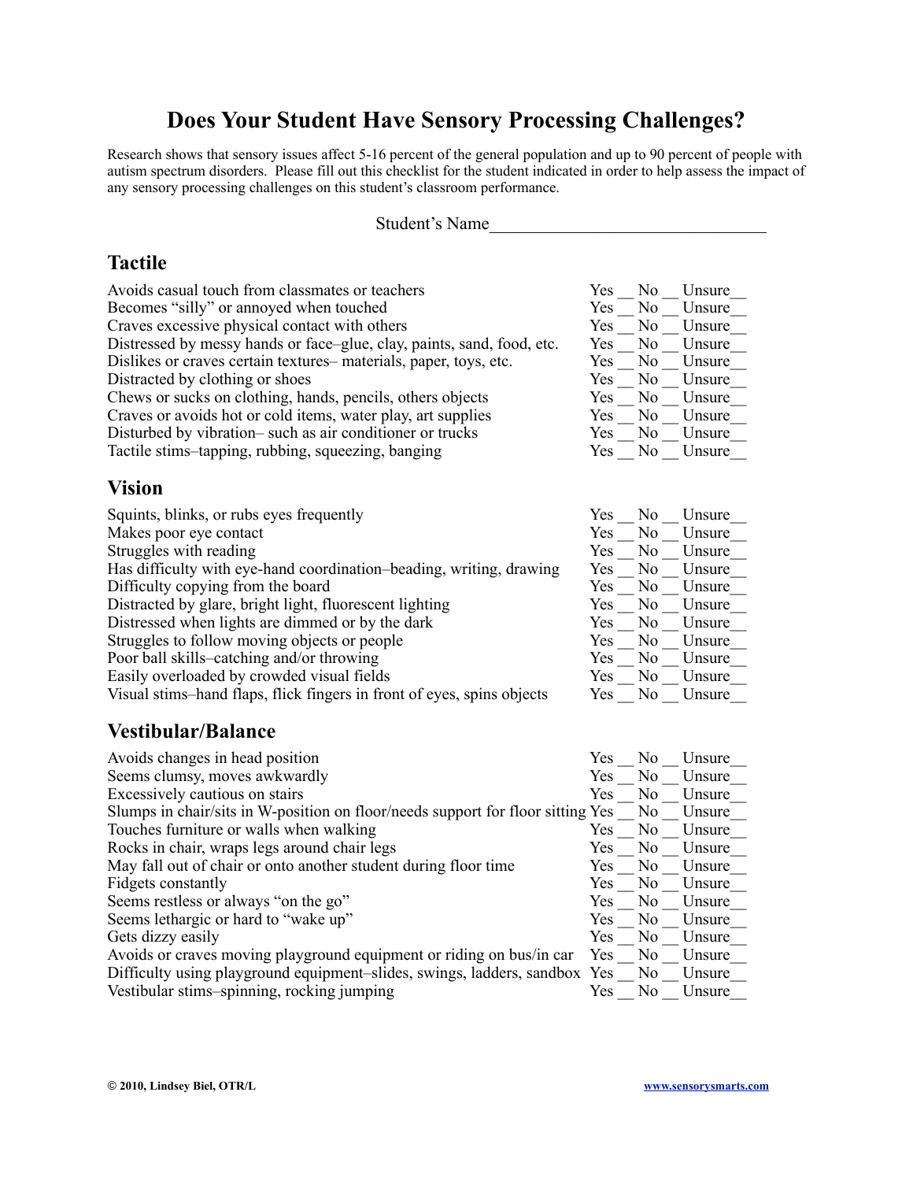# Does Your Student Have Sensory Processing Challenges?

Research shows that sensory issues affect 5-16 percent of the general population and up to 90 percent of people with autism spectrum disorders. Please fill out this checklist for the student indicated in order to help assess the impact of any sensory processing challenges on this student's classroom performance.

Student's Name_______________________________

## Tactile

| | |
|---|---|
| Avoids casual touch from classmates or teachers | Yes __ No __ Unsure__ |
| Becomes "silly" or annoyed when touched | Yes __ No __ Unsure__ |
| Craves excessive physical contact with others | Yes __ No __ Unsure__ |
| Distressed by messy hands or face–glue, clay, paints, sand, food, etc. | Yes __ No __ Unsure__ |
| Dislikes or craves certain textures– materials, paper, toys, etc. | Yes __ No __ Unsure__ |
| Distracted by clothing or shoes | Yes __ No __ Unsure__ |
| Chews or sucks on clothing, hands, pencils, others objects | Yes __ No __ Unsure__ |
| Craves or avoids hot or cold items, water play, art supplies | Yes __ No __ Unsure__ |
| Disturbed by vibration– such as air conditioner or trucks | Yes __ No __ Unsure__ |
| Tactile stims–tapping, rubbing, squeezing, banging | Yes __ No __ Unsure__ |

## Vision

| | |
|---|---|
| Squints, blinks, or rubs eyes frequently | Yes __ No __ Unsure__ |
| Makes poor eye contact | Yes __ No __ Unsure__ |
| Struggles with reading | Yes __ No __ Unsure__ |
| Has difficulty with eye-hand coordination–beading, writing, drawing | Yes __ No __ Unsure__ |
| Difficulty copying from the board | Yes __ No __ Unsure__ |
| Distracted by glare, bright light, fluorescent lighting | Yes __ No __ Unsure__ |
| Distressed when lights are dimmed or by the dark | Yes __ No __ Unsure__ |
| Struggles to follow moving objects or people | Yes __ No __ Unsure__ |
| Poor ball skills–catching and/or throwing | Yes __ No __ Unsure__ |
| Easily overloaded by crowded visual fields | Yes __ No __ Unsure__ |
| Visual stims–hand flaps, flick fingers in front of eyes, spins objects | Yes __ No __ Unsure__ |

## Vestibular/Balance

| | |
|---|---|
| Avoids changes in head position | Yes __ No __ Unsure__ |
| Seems clumsy, moves awkwardly | Yes __ No __ Unsure__ |
| Excessively cautious on stairs | Yes __ No __ Unsure__ |
| Slumps in chair/sits in W-position on floor/needs support for floor sitting | Yes __ No __ Unsure__ |
| Touches furniture or walls when walking | Yes __ No __ Unsure__ |
| Rocks in chair, wraps legs around chair legs | Yes __ No __ Unsure__ |
| May fall out of chair or onto another student during floor time | Yes __ No __ Unsure__ |
| Fidgets constantly | Yes __ No __ Unsure__ |
| Seems restless or always "on the go" | Yes __ No __ Unsure__ |
| Seems lethargic or hard to "wake up" | Yes __ No __ Unsure__ |
| Gets dizzy easily | Yes __ No __ Unsure__ |
| Avoids or craves moving playground equipment or riding on bus/in car | Yes __ No __ Unsure__ |
| Difficulty using playground equipment–slides, swings, ladders, sandbox | Yes __ No __ Unsure__ |
| Vestibular stims–spinning, rocking jumping | Yes __ No __ Unsure__ |

**© 2010, Lindsey Biel, OTR/L** **www.sensorysmarts.com**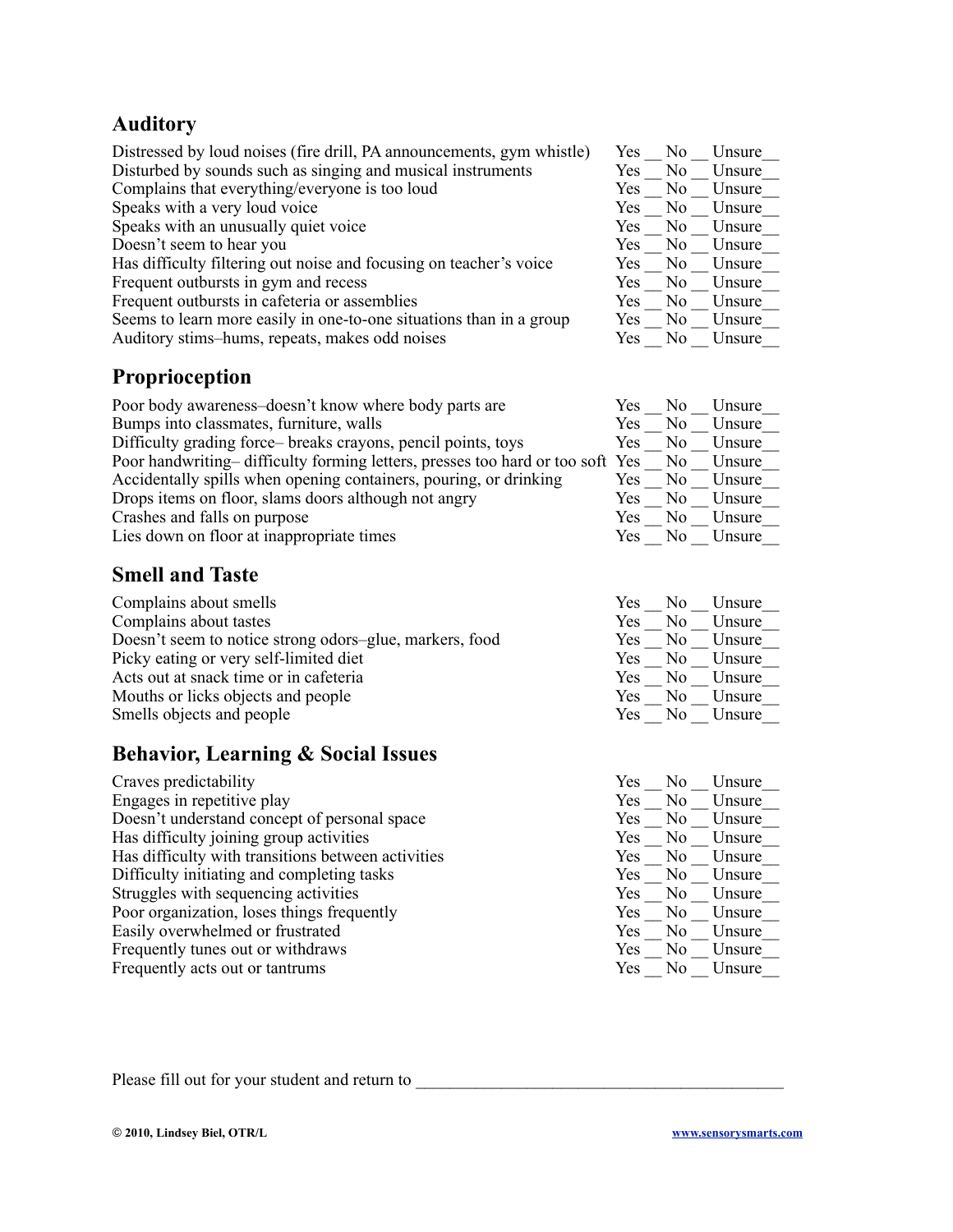## Auditory

| | |
|---|---|
| Distressed by loud noises (fire drill, PA announcements, gym whistle) | Yes __ No __ Unsure__ |
| Disturbed by sounds such as singing and musical instruments | Yes __ No __ Unsure__ |
| Complains that everything/everyone is too loud | Yes __ No __ Unsure__ |
| Speaks with a very loud voice | Yes __ No __ Unsure__ |
| Speaks with an unusually quiet voice | Yes __ No __ Unsure__ |
| Doesn't seem to hear you | Yes __ No __ Unsure__ |
| Has difficulty filtering out noise and focusing on teacher's voice | Yes __ No __ Unsure__ |
| Frequent outbursts in gym and recess | Yes __ No __ Unsure__ |
| Frequent outbursts in cafeteria or assemblies | Yes __ No __ Unsure__ |
| Seems to learn more easily in one-to-one situations than in a group | Yes __ No __ Unsure__ |
| Auditory stims–hums, repeats, makes odd noises | Yes __ No __ Unsure__ |

## Proprioception

| | |
|---|---|
| Poor body awareness–doesn't know where body parts are | Yes __ No __ Unsure__ |
| Bumps into classmates, furniture, walls | Yes __ No __ Unsure__ |
| Difficulty grading force– breaks crayons, pencil points, toys | Yes __ No __ Unsure__ |
| Poor handwriting– difficulty forming letters, presses too hard or too soft | Yes __ No __ Unsure__ |
| Accidentally spills when opening containers, pouring, or drinking | Yes __ No __ Unsure__ |
| Drops items on floor, slams doors although not angry | Yes __ No __ Unsure__ |
| Crashes and falls on purpose | Yes __ No __ Unsure__ |
| Lies down on floor at inappropriate times | Yes __ No __ Unsure__ |

## Smell and Taste

| | |
|---|---|
| Complains about smells | Yes __ No __ Unsure__ |
| Complains about tastes | Yes __ No __ Unsure__ |
| Doesn't seem to notice strong odors–glue, markers, food | Yes __ No __ Unsure__ |
| Picky eating or very self-limited diet | Yes __ No __ Unsure__ |
| Acts out at snack time or in cafeteria | Yes __ No __ Unsure__ |
| Mouths or licks objects and people | Yes __ No __ Unsure__ |
| Smells objects and people | Yes __ No __ Unsure__ |

## Behavior, Learning & Social Issues

| | |
|---|---|
| Craves predictability | Yes __ No __ Unsure__ |
| Engages in repetitive play | Yes __ No __ Unsure__ |
| Doesn't understand concept of personal space | Yes __ No __ Unsure__ |
| Has difficulty joining group activities | Yes __ No __ Unsure__ |
| Has difficulty with transitions between activities | Yes __ No __ Unsure__ |
| Difficulty initiating and completing tasks | Yes __ No __ Unsure__ |
| Struggles with sequencing activities | Yes __ No __ Unsure__ |
| Poor organization, loses things frequently | Yes __ No __ Unsure__ |
| Easily overwhelmed or frustrated | Yes __ No __ Unsure__ |
| Frequently tunes out or withdraws | Yes __ No __ Unsure__ |
| Frequently acts out or tantrums | Yes __ No __ Unsure__ |

Please fill out for your student and return to ___________________________________________

**© 2010, Lindsey Biel, OTR/L** www.sensorysmarts.com